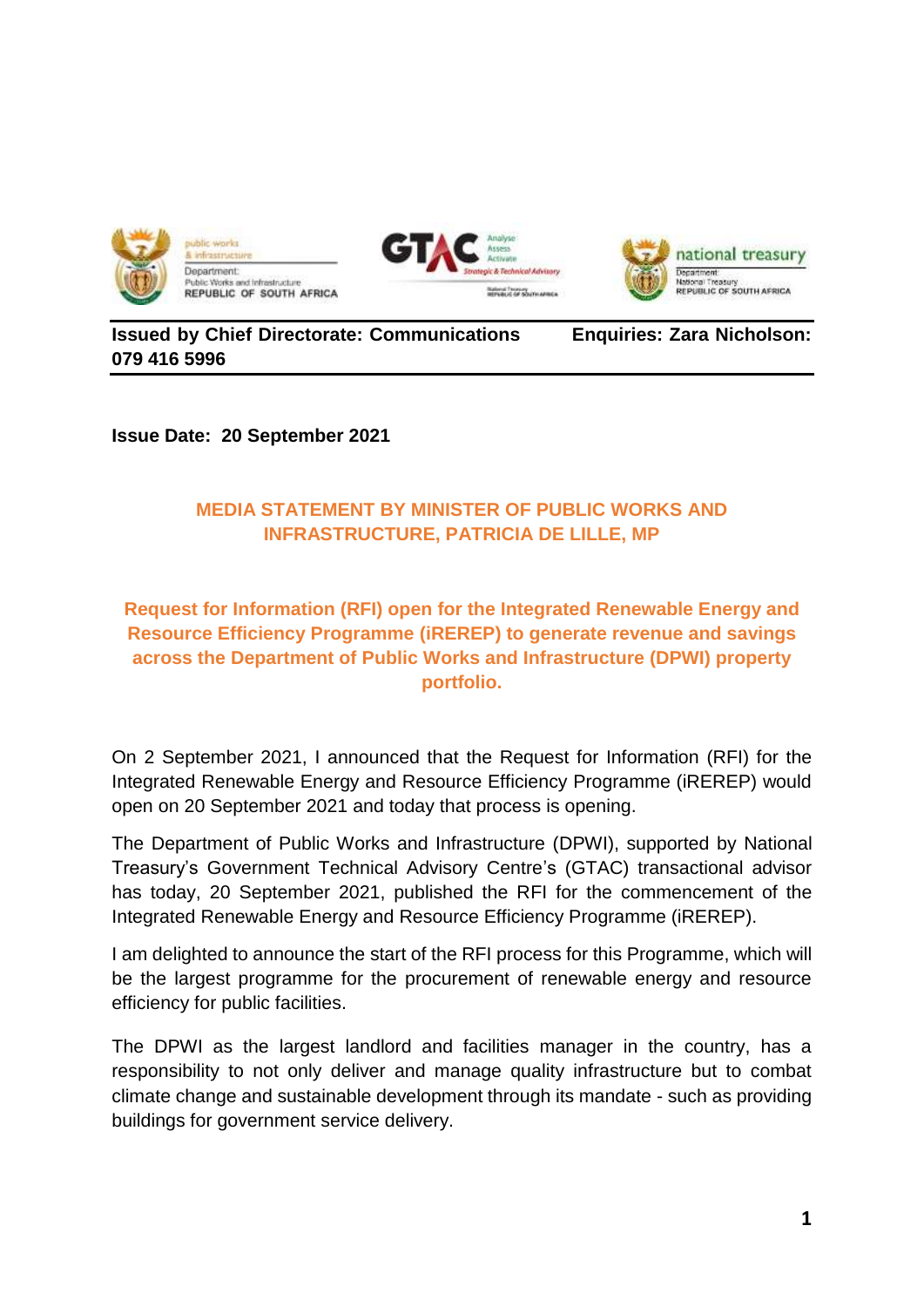**Issued by Chief Directorate: Communications Enquiries: Zara Nicholson: 079 416 5996**

**Issue Date: 20 September 2021**

## MEDIA STATEMENT BY MINISTER OF PUBLIC WORKS AND INFRASTRUCTURE, PATRICIA DE LILLE, MP

### Request for Information (RFI) open for the Integrated Renewable Energy and Resource Efficiency Programme (iREREP) to generate revenue and savings across the Department of Public Works and Infrastructure (DPWI) property portfolio.

On 2 September 2021, I announced that the Request for Information (RFI) for the Integrated Renewable Energy and Resource Efficiency Programme (iREREP) would open on 20 September 2021 and today that process is opening.

The Department of Public Works and Infrastructure (DPWI), supported by National Treasury's Government Technical Advisory Centre's (GTAC) transactional advisor has today, 20 September 2021, published the RFI for the commencement of the Integrated Renewable Energy and Resource Efficiency Programme (iREREP).

I am delighted to announce the start of the RFI process for this Programme, which will be the largest programme for the procurement of renewable energy and resource efficiency for public facilities.

The DPWI as the largest landlord and facilities manager in the country, has a responsibility to not only deliver and manage quality infrastructure but to combat climate change and sustainable development through its mandate - such as providing buildings for government service delivery.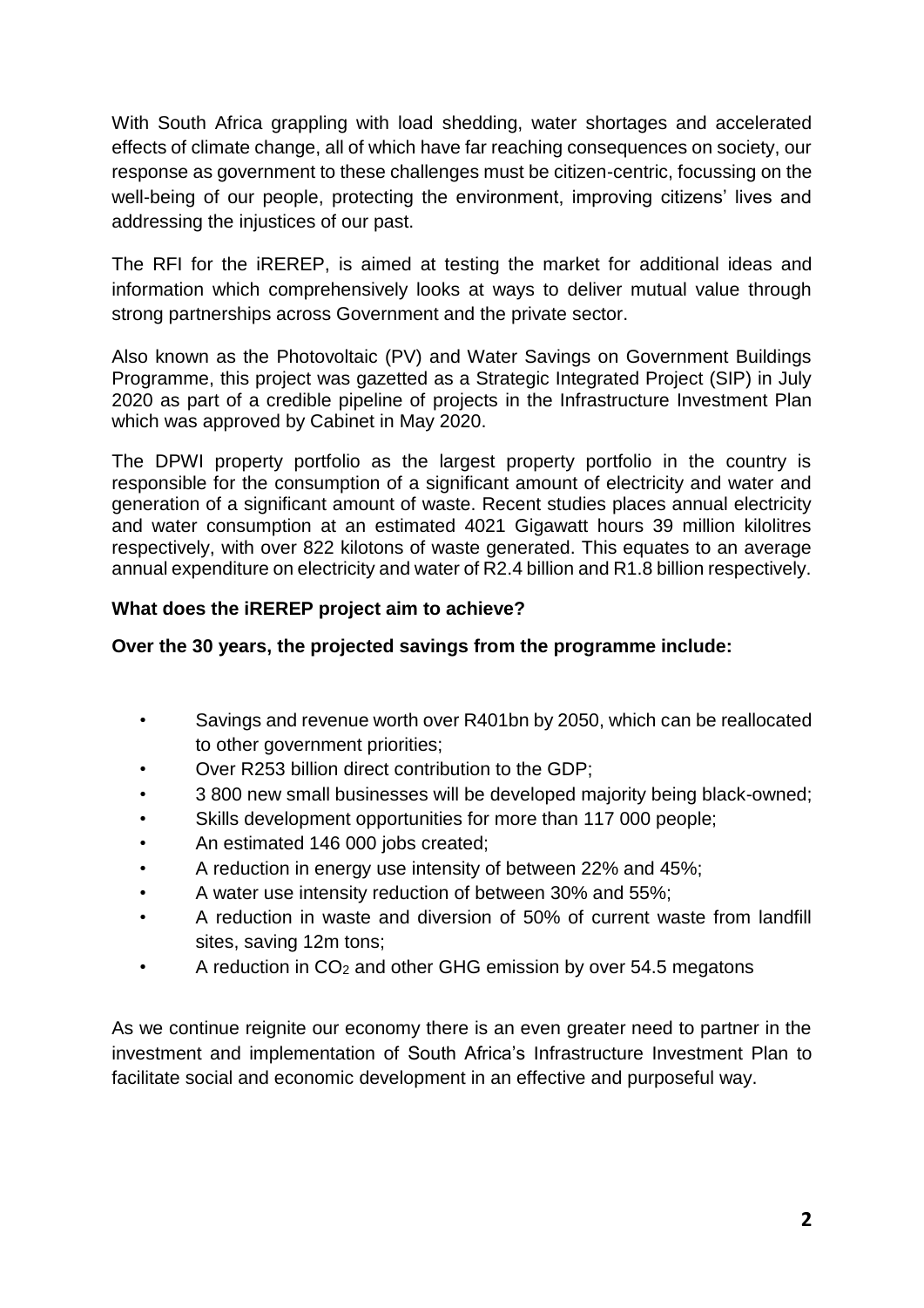With South Africa grappling with load shedding, water shortages and accelerated effects of climate change, all of which have far reaching consequences on society, our response as government to these challenges must be citizen-centric, focussing on the well-being of our people, protecting the environment, improving citizens' lives and addressing the injustices of our past.

The RFI for the iREREP, is aimed at testing the market for additional ideas and information which comprehensively looks at ways to deliver mutual value through strong partnerships across Government and the private sector.

Also known as the Photovoltaic (PV) and Water Savings on Government Buildings Programme, this project was gazetted as a Strategic Integrated Project (SIP) in July 2020 as part of a credible pipeline of projects in the Infrastructure Investment Plan which was approved by Cabinet in May 2020.

The DPWI property portfolio as the largest property portfolio in the country is responsible for the consumption of a significant amount of electricity and water and generation of a significant amount of waste. Recent studies places annual electricity and water consumption at an estimated 4021 Gigawatt hours 39 million kilolitres respectively, with over 822 kilotons of waste generated. This equates to an average annual expenditure on electricity and water of R2.4 billion and R1.8 billion respectively.

**What does the iREREP project aim to achieve?**

**Over the 30 years, the projected savings from the programme include:**

- Savings and revenue worth over R401bn by 2050, which can be reallocated to other government priorities;
- Over R253 billion direct contribution to the GDP;
- 3 800 new small businesses will be developed majority being black-owned;
- Skills development opportunities for more than 117 000 people;
- An estimated 146 000 jobs created;
- A reduction in energy use intensity of between 22% and 45%;
- A water use intensity reduction of between 30% and 55%;
- A reduction in waste and diversion of 50% of current waste from landfill sites, saving 12m tons;
- A reduction in $CO_2$ and other GHG emission by over 54.5 megatons

As we continue reignite our economy there is an even greater need to partner in the investment and implementation of South Africa's Infrastructure Investment Plan to facilitate social and economic development in an effective and purposeful way.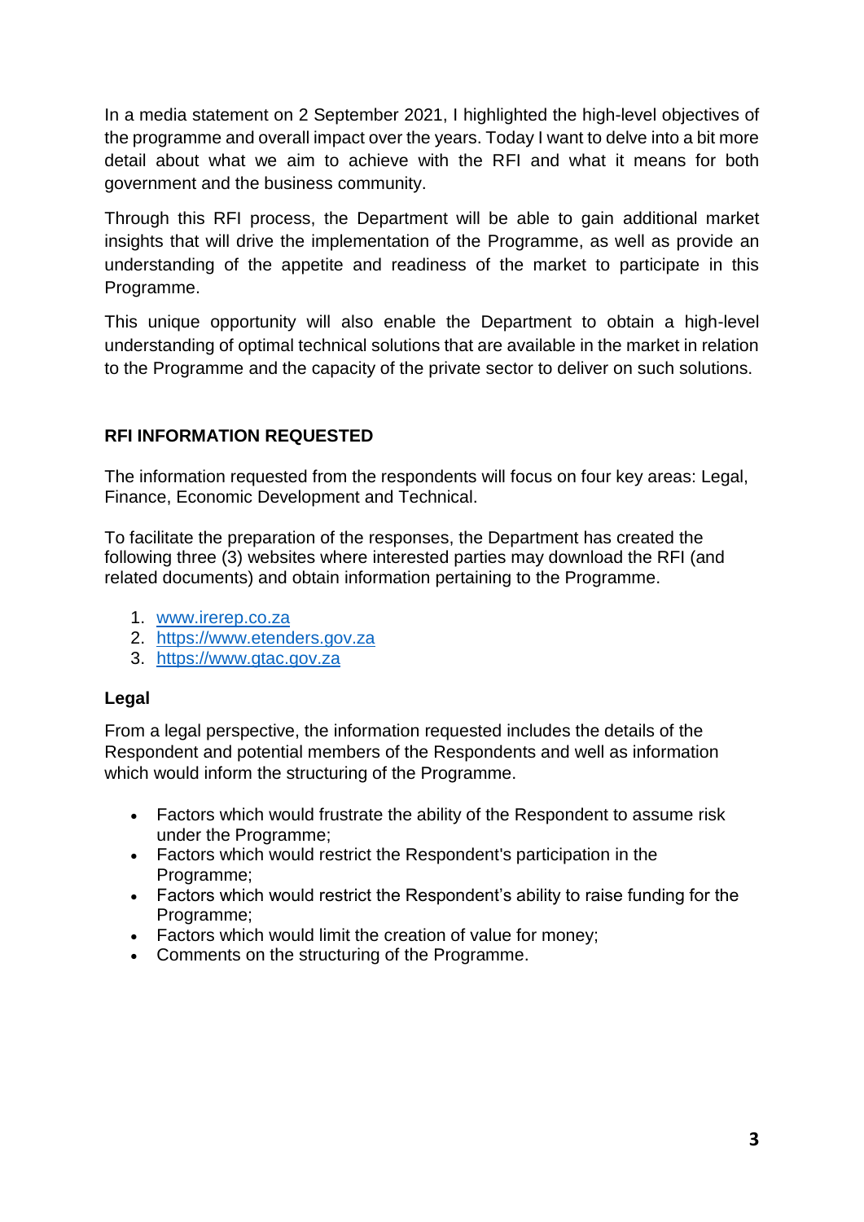In a media statement on 2 September 2021, I highlighted the high-level objectives of the programme and overall impact over the years. Today I want to delve into a bit more detail about what we aim to achieve with the RFI and what it means for both government and the business community.

Through this RFI process, the Department will be able to gain additional market insights that will drive the implementation of the Programme, as well as provide an understanding of the appetite and readiness of the market to participate in this Programme.

This unique opportunity will also enable the Department to obtain a high-level understanding of optimal technical solutions that are available in the market in relation to the Programme and the capacity of the private sector to deliver on such solutions.

**RFI INFORMATION REQUESTED**

The information requested from the respondents will focus on four key areas: Legal, Finance, Economic Development and Technical.

To facilitate the preparation of the responses, the Department has created the following three (3) websites where interested parties may download the RFI (and related documents) and obtain information pertaining to the Programme.

1. [www.irerep.co.za](http://www.irerep.co.za)
2. [https://www.etenders.gov.za](https://www.etenders.gov.za)
3. [https://www.gtac.gov.za](https://www.gtac.gov.za)

**Legal**

From a legal perspective, the information requested includes the details of the Respondent and potential members of the Respondents and well as information which would inform the structuring of the Programme.

- Factors which would frustrate the ability of the Respondent to assume risk under the Programme;
- Factors which would restrict the Respondent's participation in the Programme;
- Factors which would restrict the Respondent's ability to raise funding for the Programme;
- Factors which would limit the creation of value for money;
- Comments on the structuring of the Programme.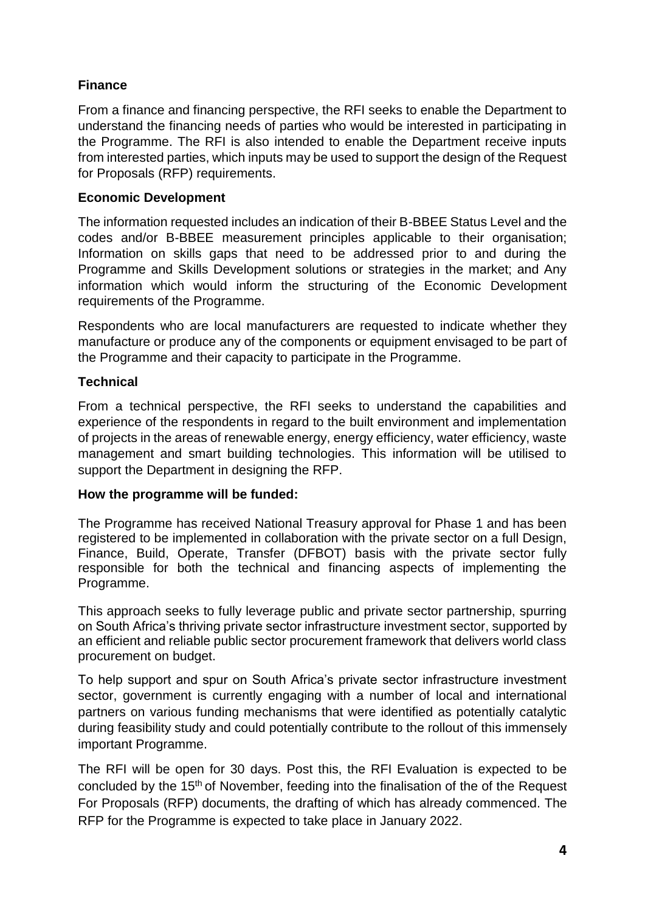**Finance**

From a finance and financing perspective, the RFI seeks to enable the Department to understand the financing needs of parties who would be interested in participating in the Programme. The RFI is also intended to enable the Department receive inputs from interested parties, which inputs may be used to support the design of the Request for Proposals (RFP) requirements.

**Economic Development**

The information requested includes an indication of their B-BBEE Status Level and the codes and/or B-BBEE measurement principles applicable to their organisation; Information on skills gaps that need to be addressed prior to and during the Programme and Skills Development solutions or strategies in the market; and Any information which would inform the structuring of the Economic Development requirements of the Programme.

Respondents who are local manufacturers are requested to indicate whether they manufacture or produce any of the components or equipment envisaged to be part of the Programme and their capacity to participate in the Programme.

**Technical**

From a technical perspective, the RFI seeks to understand the capabilities and experience of the respondents in regard to the built environment and implementation of projects in the areas of renewable energy, energy efficiency, water efficiency, waste management and smart building technologies. This information will be utilised to support the Department in designing the RFP.

**How the programme will be funded:**

The Programme has received National Treasury approval for Phase 1 and has been registered to be implemented in collaboration with the private sector on a full Design, Finance, Build, Operate, Transfer (DFBOT) basis with the private sector fully responsible for both the technical and financing aspects of implementing the Programme.

This approach seeks to fully leverage public and private sector partnership, spurring on South Africa's thriving private sector infrastructure investment sector, supported by an efficient and reliable public sector procurement framework that delivers world class procurement on budget.

To help support and spur on South Africa's private sector infrastructure investment sector, government is currently engaging with a number of local and international partners on various funding mechanisms that were identified as potentially catalytic during feasibility study and could potentially contribute to the rollout of this immensely important Programme.

The RFI will be open for 30 days. Post this, the RFI Evaluation is expected to be concluded by the 15th of November, feeding into the finalisation of the of the Request For Proposals (RFP) documents, the drafting of which has already commenced. The RFP for the Programme is expected to take place in January 2022.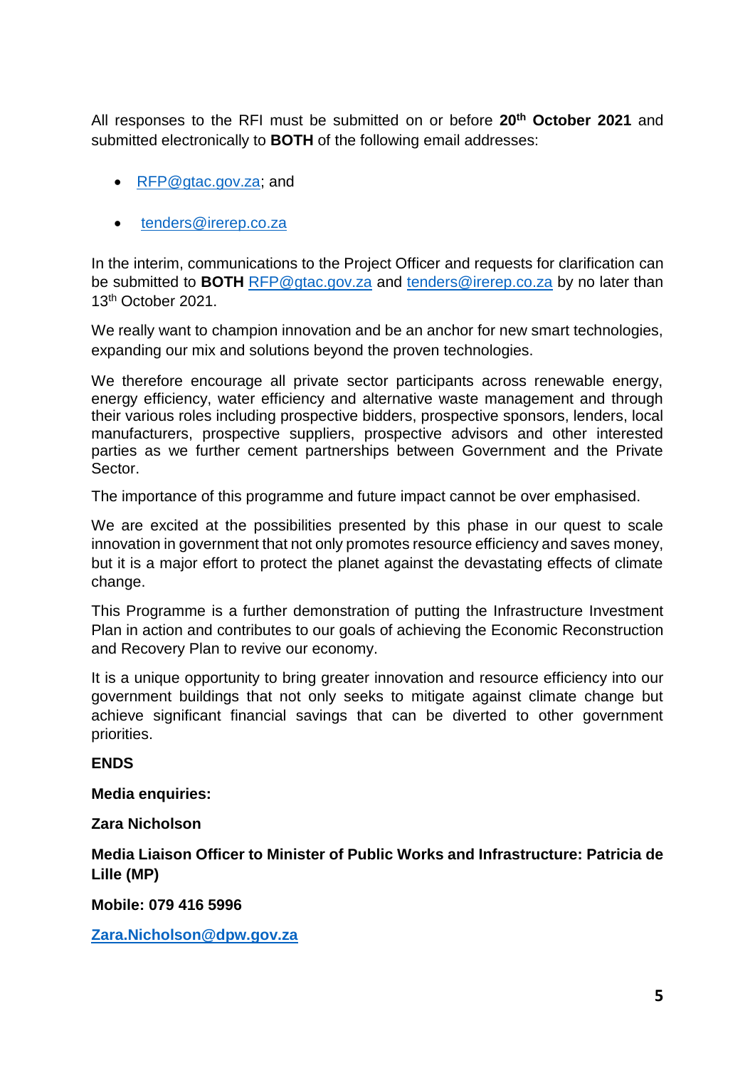All responses to the RFI must be submitted on or before **20th October 2021** and submitted electronically to **BOTH** of the following email addresses:

- RFP@gtac.gov.za; and
- tenders@irerep.co.za

In the interim, communications to the Project Officer and requests for clarification can be submitted to **BOTH** RFP@gtac.gov.za and tenders@irerep.co.za by no later than 13th October 2021.

We really want to champion innovation and be an anchor for new smart technologies, expanding our mix and solutions beyond the proven technologies.

We therefore encourage all private sector participants across renewable energy, energy efficiency, water efficiency and alternative waste management and through their various roles including prospective bidders, prospective sponsors, lenders, local manufacturers, prospective suppliers, prospective advisors and other interested parties as we further cement partnerships between Government and the Private Sector.

The importance of this programme and future impact cannot be over emphasised.

We are excited at the possibilities presented by this phase in our quest to scale innovation in government that not only promotes resource efficiency and saves money, but it is a major effort to protect the planet against the devastating effects of climate change.

This Programme is a further demonstration of putting the Infrastructure Investment Plan in action and contributes to our goals of achieving the Economic Reconstruction and Recovery Plan to revive our economy.

It is a unique opportunity to bring greater innovation and resource efficiency into our government buildings that not only seeks to mitigate against climate change but achieve significant financial savings that can be diverted to other government priorities.

**ENDS**

**Media enquiries:**

**Zara Nicholson**

**Media Liaison Officer to Minister of Public Works and Infrastructure: Patricia de Lille (MP)**

**Mobile: 079 416 5996**

**Zara.Nicholson@dpw.gov.za**